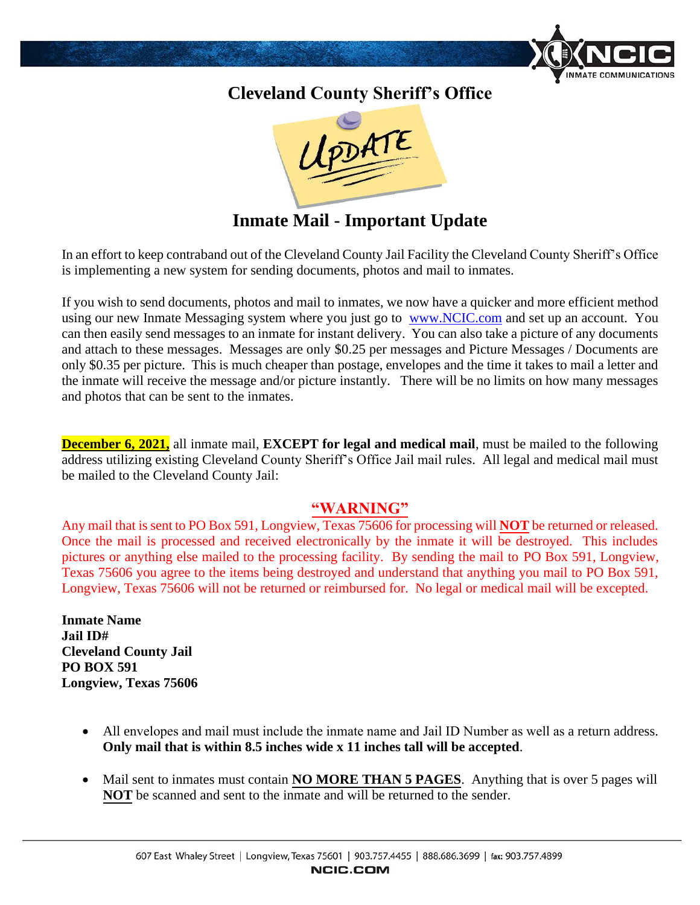# Cleveland County Sheriff's Office

UPDATE

## Inmate Mail - Important Update

In an effort to keep contraband out of the Cleveland County Jail Facility the Cleveland County Sheriff's Office is implementing a new system for sending documents, photos and mail to inmates.

If you wish to send documents, photos and mail to inmates, we now have a quicker and more efficient method using our new Inmate Messaging system where you just go to www.NCIC.com and set up an account. You can then easily send messages to an inmate for instant delivery. You can also take a picture of any documents and attach to these messages. Messages are only $0.25 per messages and Picture Messages / Documents are only $0.35 per picture. This is much cheaper than postage, envelopes and the time it takes to mail a letter and the inmate will receive the message and/or picture instantly. There will be no limits on how many messages and photos that can be sent to the inmates.

**December 6, 2021,** all inmate mail, **EXCEPT for legal and medical mail**, must be mailed to the following address utilizing existing Cleveland County Sheriff's Office Jail mail rules. All legal and medical mail must be mailed to the Cleveland County Jail:

**"WARNING"**

Any mail that is sent to PO Box 591, Longview, Texas 75606 for processing will **NOT** be returned or released. Once the mail is processed and received electronically by the inmate it will be destroyed. This includes pictures or anything else mailed to the processing facility. By sending the mail to PO Box 591, Longview, Texas 75606 you agree to the items being destroyed and understand that anything you mail to PO Box 591, Longview, Texas 75606 will not be returned or reimbursed for. No legal or medical mail will be excepted.

**Inmate Name**
**Jail ID#**
**Cleveland County Jail**
**PO BOX 591**
**Longview, Texas 75606**

- All envelopes and mail must include the inmate name and Jail ID Number as well as a return address. **Only mail that is within 8.5 inches wide x 11 inches tall will be accepted**.
- Mail sent to inmates must contain **NO MORE THAN 5 PAGES**. Anything that is over 5 pages will **NOT** be scanned and sent to the inmate and will be returned to the sender.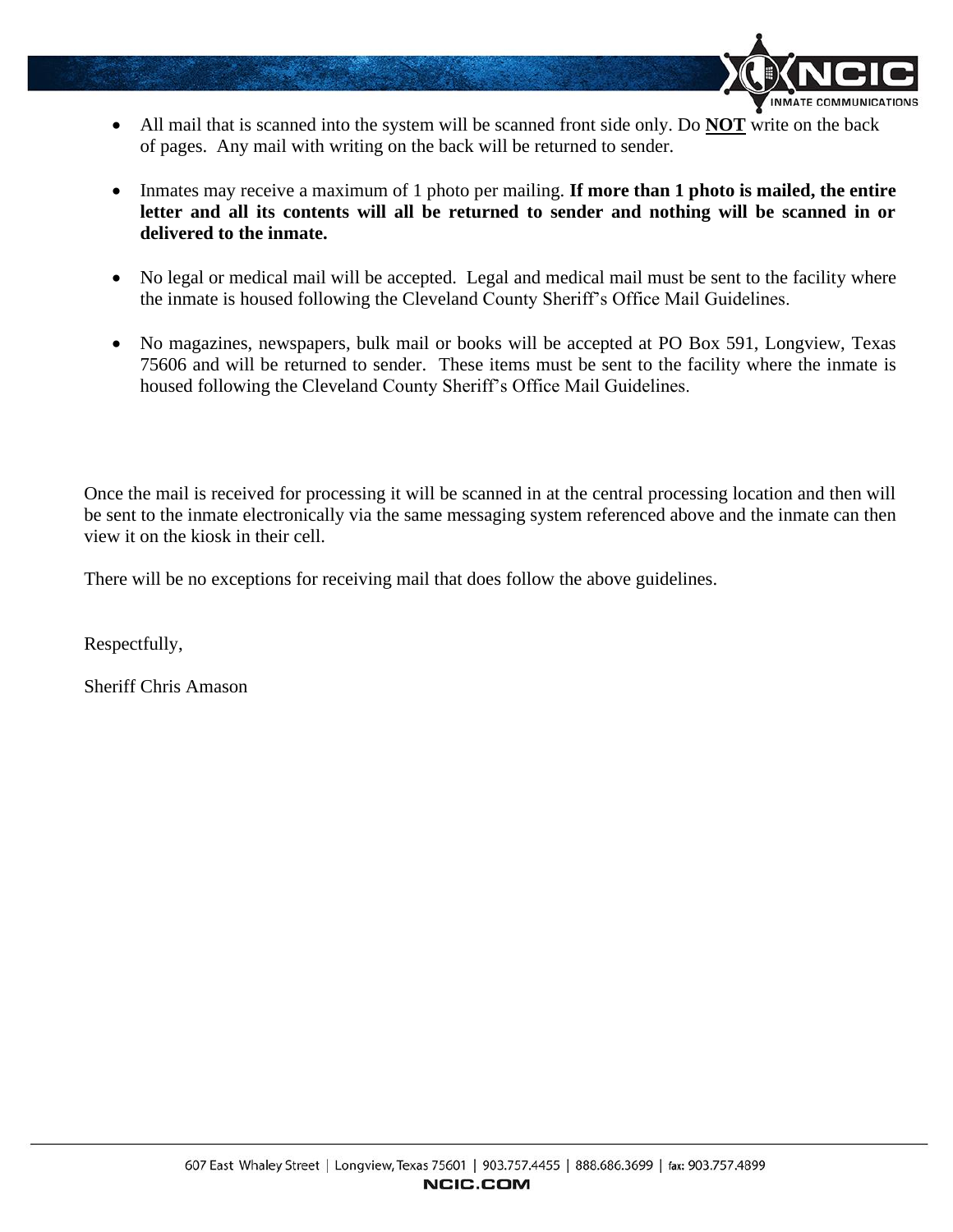- All mail that is scanned into the system will be scanned front side only. Do **NOT** write on the back of pages. Any mail with writing on the back will be returned to sender.

- Inmates may receive a maximum of 1 photo per mailing. **If more than 1 photo is mailed, the entire letter and all its contents will all be returned to sender and nothing will be scanned in or delivered to the inmate.**

- No legal or medical mail will be accepted. Legal and medical mail must be sent to the facility where the inmate is housed following the Cleveland County Sheriff's Office Mail Guidelines.

- No magazines, newspapers, bulk mail or books will be accepted at PO Box 591, Longview, Texas 75606 and will be returned to sender. These items must be sent to the facility where the inmate is housed following the Cleveland County Sheriff's Office Mail Guidelines.

Once the mail is received for processing it will be scanned in at the central processing location and then will be sent to the inmate electronically via the same messaging system referenced above and the inmate can then view it on the kiosk in their cell.

There will be no exceptions for receiving mail that does follow the above guidelines.

Respectfully,

Sheriff Chris Amason